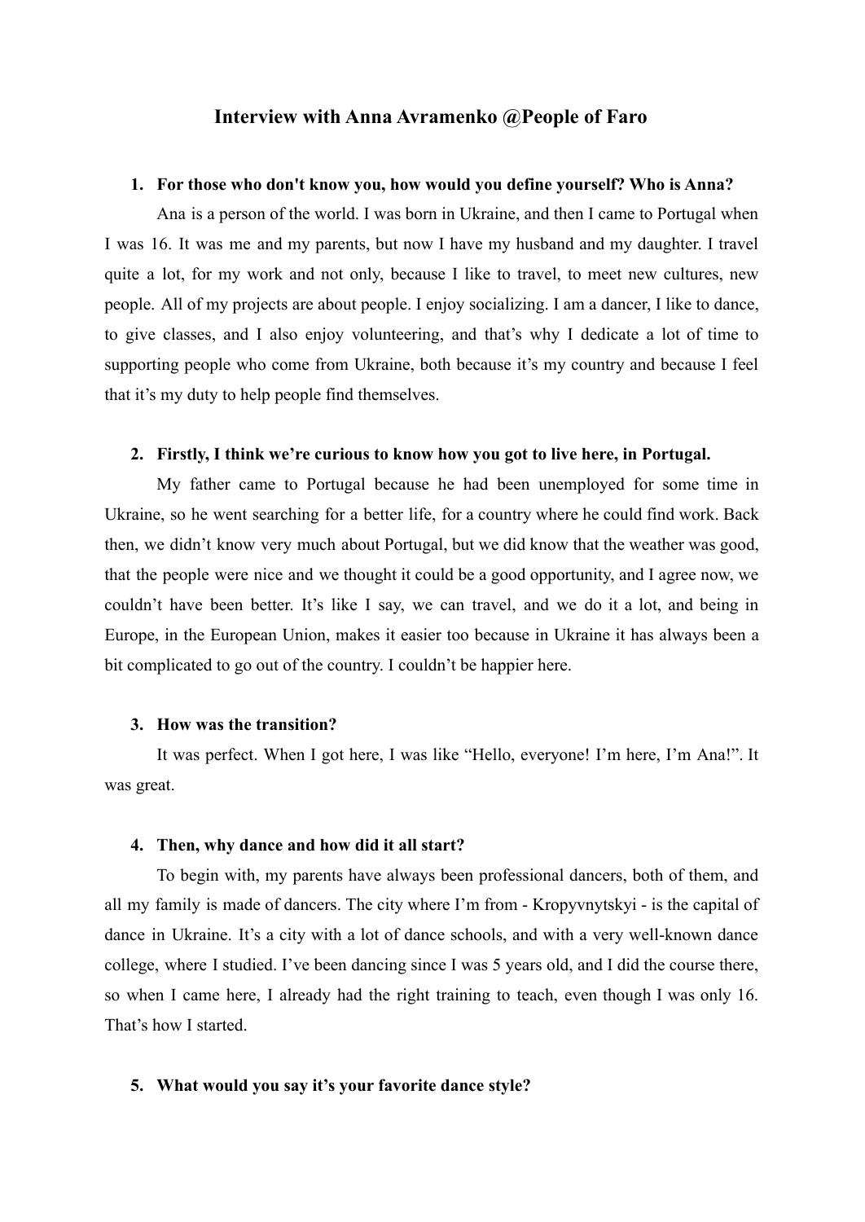# Interview with Anna Avramenko @People of Faro

1. **For those who don't know you, how would you define yourself? Who is Anna?**

   Ana is a person of the world. I was born in Ukraine, and then I came to Portugal when I was 16. It was me and my parents, but now I have my husband and my daughter. I travel quite a lot, for my work and not only, because I like to travel, to meet new cultures, new people. All of my projects are about people. I enjoy socializing. I am a dancer, I like to dance, to give classes, and I also enjoy volunteering, and that's why I dedicate a lot of time to supporting people who come from Ukraine, both because it's my country and because I feel that it's my duty to help people find themselves.

2. **Firstly, I think we're curious to know how you got to live here, in Portugal.**

   My father came to Portugal because he had been unemployed for some time in Ukraine, so he went searching for a better life, for a country where he could find work. Back then, we didn't know very much about Portugal, but we did know that the weather was good, that the people were nice and we thought it could be a good opportunity, and I agree now, we couldn't have been better. It's like I say, we can travel, and we do it a lot, and being in Europe, in the European Union, makes it easier too because in Ukraine it has always been a bit complicated to go out of the country. I couldn't be happier here.

3. **How was the transition?**

   It was perfect. When I got here, I was like "Hello, everyone! I'm here, I'm Ana!". It was great.

4. **Then, why dance and how did it all start?**

   To begin with, my parents have always been professional dancers, both of them, and all my family is made of dancers. The city where I'm from - Kropyvnytskyi - is the capital of dance in Ukraine. It's a city with a lot of dance schools, and with a very well-known dance college, where I studied. I've been dancing since I was 5 years old, and I did the course there, so when I came here, I already had the right training to teach, even though I was only 16. That's how I started.

5. **What would you say it's your favorite dance style?**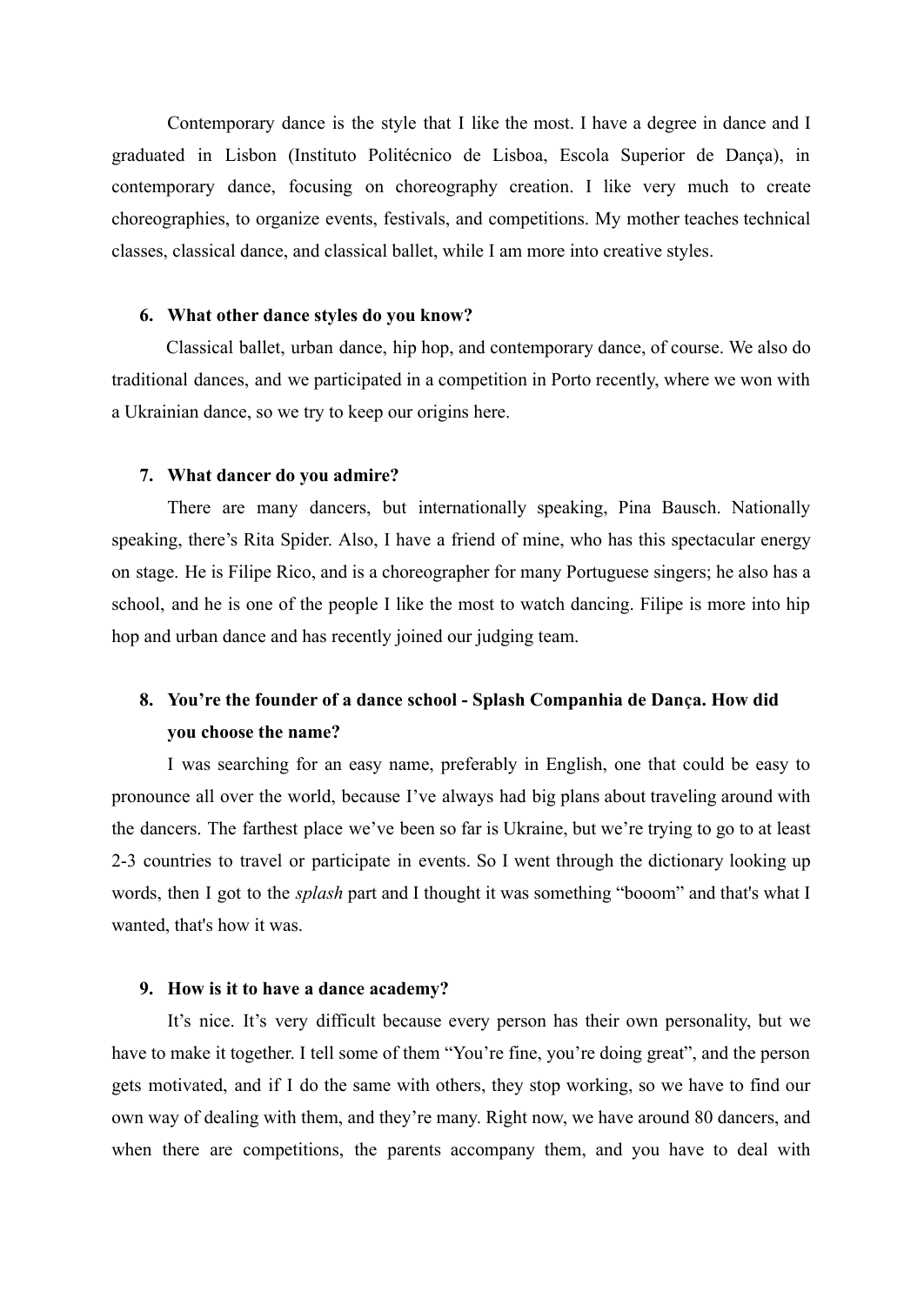Contemporary dance is the style that I like the most. I have a degree in dance and I graduated in Lisbon (Instituto Politécnico de Lisboa, Escola Superior de Dança), in contemporary dance, focusing on choreography creation. I like very much to create choreographies, to organize events, festivals, and competitions. My mother teaches technical classes, classical dance, and classical ballet, while I am more into creative styles.

6. **What other dance styles do you know?**

Classical ballet, urban dance, hip hop, and contemporary dance, of course. We also do traditional dances, and we participated in a competition in Porto recently, where we won with a Ukrainian dance, so we try to keep our origins here.

7. **What dancer do you admire?**

There are many dancers, but internationally speaking, Pina Bausch. Nationally speaking, there's Rita Spider. Also, I have a friend of mine, who has this spectacular energy on stage. He is Filipe Rico, and is a choreographer for many Portuguese singers; he also has a school, and he is one of the people I like the most to watch dancing. Filipe is more into hip hop and urban dance and has recently joined our judging team.

8. **You're the founder of a dance school - Splash Companhia de Dança. How did you choose the name?**

I was searching for an easy name, preferably in English, one that could be easy to pronounce all over the world, because I've always had big plans about traveling around with the dancers. The farthest place we've been so far is Ukraine, but we're trying to go to at least 2-3 countries to travel or participate in events. So I went through the dictionary looking up words, then I got to the *splash* part and I thought it was something "booom" and that's what I wanted, that's how it was.

9. **How is it to have a dance academy?**

It's nice. It's very difficult because every person has their own personality, but we have to make it together. I tell some of them "You're fine, you're doing great", and the person gets motivated, and if I do the same with others, they stop working, so we have to find our own way of dealing with them, and they're many. Right now, we have around 80 dancers, and when there are competitions, the parents accompany them, and you have to deal with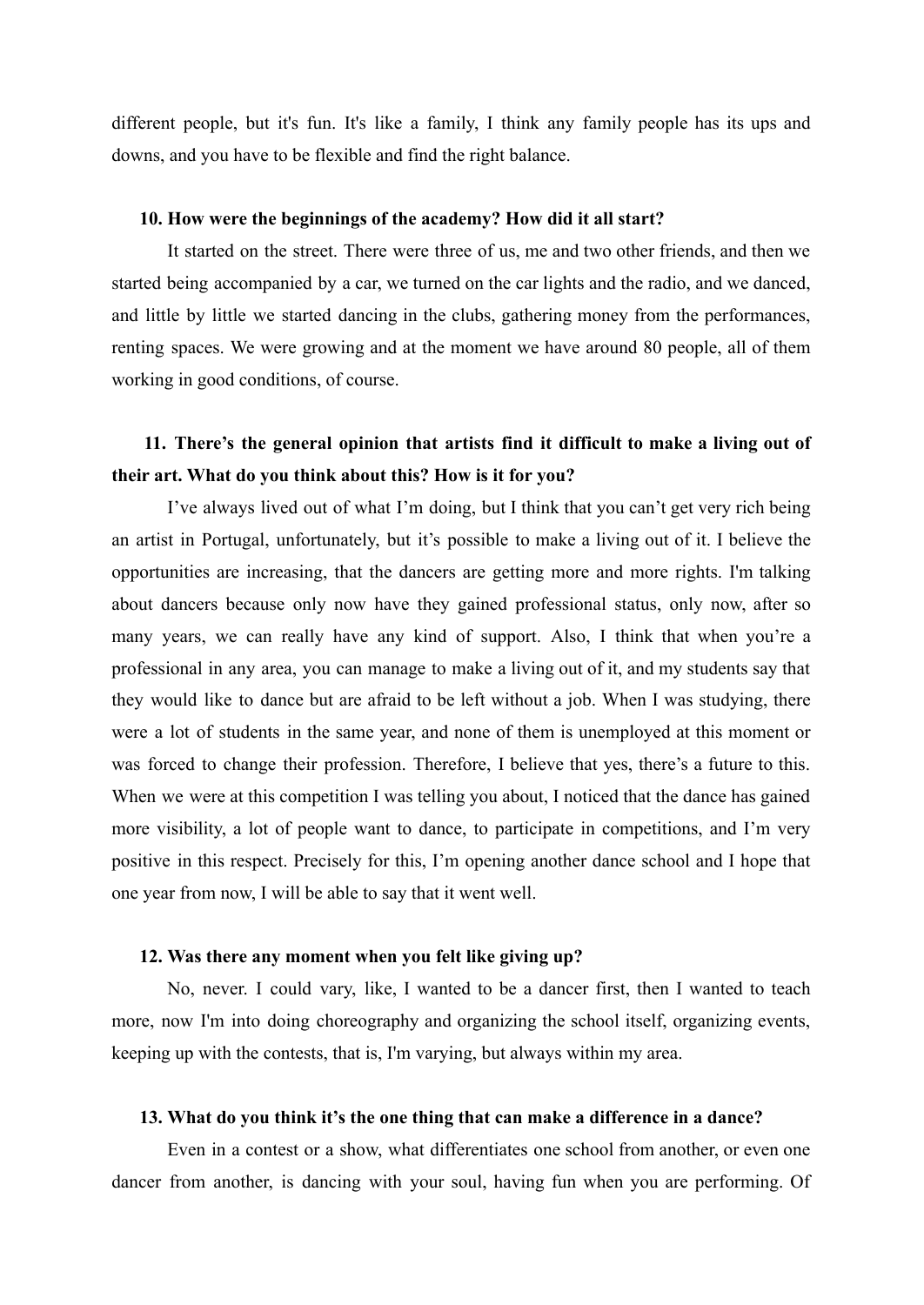different people, but it's fun. It's like a family, I think any family people has its ups and downs, and you have to be flexible and find the right balance.

**10. How were the beginnings of the academy? How did it all start?**

It started on the street. There were three of us, me and two other friends, and then we started being accompanied by a car, we turned on the car lights and the radio, and we danced, and little by little we started dancing in the clubs, gathering money from the performances, renting spaces. We were growing and at the moment we have around 80 people, all of them working in good conditions, of course.

**11. There's the general opinion that artists find it difficult to make a living out of their art. What do you think about this? How is it for you?**

I've always lived out of what I'm doing, but I think that you can't get very rich being an artist in Portugal, unfortunately, but it's possible to make a living out of it. I believe the opportunities are increasing, that the dancers are getting more and more rights. I'm talking about dancers because only now have they gained professional status, only now, after so many years, we can really have any kind of support. Also, I think that when you're a professional in any area, you can manage to make a living out of it, and my students say that they would like to dance but are afraid to be left without a job. When I was studying, there were a lot of students in the same year, and none of them is unemployed at this moment or was forced to change their profession. Therefore, I believe that yes, there's a future to this. When we were at this competition I was telling you about, I noticed that the dance has gained more visibility, a lot of people want to dance, to participate in competitions, and I'm very positive in this respect. Precisely for this, I'm opening another dance school and I hope that one year from now, I will be able to say that it went well.

**12. Was there any moment when you felt like giving up?**

No, never. I could vary, like, I wanted to be a dancer first, then I wanted to teach more, now I'm into doing choreography and organizing the school itself, organizing events, keeping up with the contests, that is, I'm varying, but always within my area.

**13. What do you think it's the one thing that can make a difference in a dance?**

Even in a contest or a show, what differentiates one school from another, or even one dancer from another, is dancing with your soul, having fun when you are performing. Of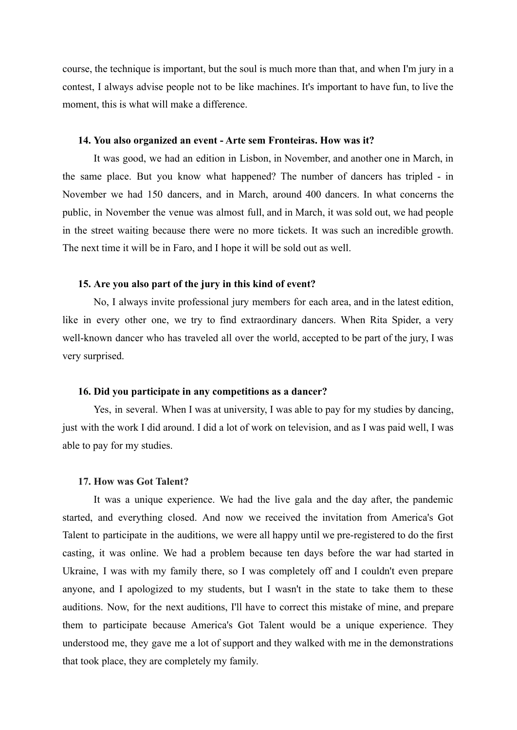course, the technique is important, but the soul is much more than that, and when I'm jury in a contest, I always advise people not to be like machines. It's important to have fun, to live the moment, this is what will make a difference.

**14. You also organized an event - Arte sem Fronteiras. How was it?**

It was good, we had an edition in Lisbon, in November, and another one in March, in the same place. But you know what happened? The number of dancers has tripled - in November we had 150 dancers, and in March, around 400 dancers. In what concerns the public, in November the venue was almost full, and in March, it was sold out, we had people in the street waiting because there were no more tickets. It was such an incredible growth. The next time it will be in Faro, and I hope it will be sold out as well.

**15. Are you also part of the jury in this kind of event?**

No, I always invite professional jury members for each area, and in the latest edition, like in every other one, we try to find extraordinary dancers. When Rita Spider, a very well-known dancer who has traveled all over the world, accepted to be part of the jury, I was very surprised.

**16. Did you participate in any competitions as a dancer?**

Yes, in several. When I was at university, I was able to pay for my studies by dancing, just with the work I did around. I did a lot of work on television, and as I was paid well, I was able to pay for my studies.

**17. How was Got Talent?**

It was a unique experience. We had the live gala and the day after, the pandemic started, and everything closed. And now we received the invitation from America's Got Talent to participate in the auditions, we were all happy until we pre-registered to do the first casting, it was online. We had a problem because ten days before the war had started in Ukraine, I was with my family there, so I was completely off and I couldn't even prepare anyone, and I apologized to my students, but I wasn't in the state to take them to these auditions. Now, for the next auditions, I'll have to correct this mistake of mine, and prepare them to participate because America's Got Talent would be a unique experience. They understood me, they gave me a lot of support and they walked with me in the demonstrations that took place, they are completely my family.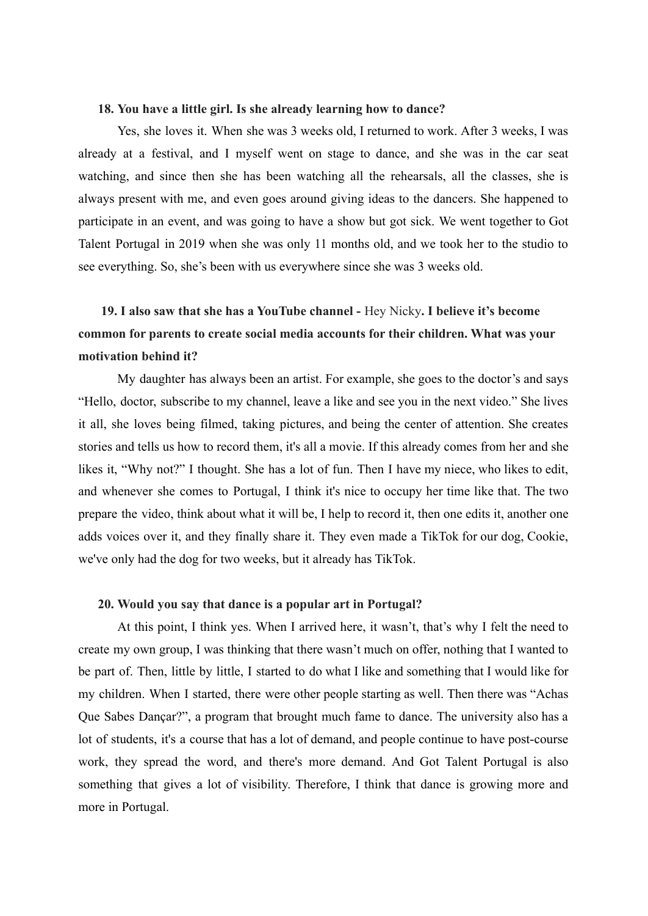**18. You have a little girl. Is she already learning how to dance?**

Yes, she loves it. When she was 3 weeks old, I returned to work. After 3 weeks, I was already at a festival, and I myself went on stage to dance, and she was in the car seat watching, and since then she has been watching all the rehearsals, all the classes, she is always present with me, and even goes around giving ideas to the dancers. She happened to participate in an event, and was going to have a show but got sick. We went together to Got Talent Portugal in 2019 when she was only 11 months old, and we took her to the studio to see everything. So, she's been with us everywhere since she was 3 weeks old.

**19. I also saw that she has a YouTube channel -** Hey Nicky**. I believe it's become common for parents to create social media accounts for their children. What was your motivation behind it?**

My daughter has always been an artist. For example, she goes to the doctor's and says "Hello, doctor, subscribe to my channel, leave a like and see you in the next video." She lives it all, she loves being filmed, taking pictures, and being the center of attention. She creates stories and tells us how to record them, it's all a movie. If this already comes from her and she likes it, "Why not?" I thought. She has a lot of fun. Then I have my niece, who likes to edit, and whenever she comes to Portugal, I think it's nice to occupy her time like that. The two prepare the video, think about what it will be, I help to record it, then one edits it, another one adds voices over it, and they finally share it. They even made a TikTok for our dog, Cookie, we've only had the dog for two weeks, but it already has TikTok.

**20. Would you say that dance is a popular art in Portugal?**

At this point, I think yes. When I arrived here, it wasn't, that's why I felt the need to create my own group, I was thinking that there wasn't much on offer, nothing that I wanted to be part of. Then, little by little, I started to do what I like and something that I would like for my children. When I started, there were other people starting as well. Then there was "Achas Que Sabes Dançar?", a program that brought much fame to dance. The university also has a lot of students, it's a course that has a lot of demand, and people continue to have post-course work, they spread the word, and there's more demand. And Got Talent Portugal is also something that gives a lot of visibility. Therefore, I think that dance is growing more and more in Portugal.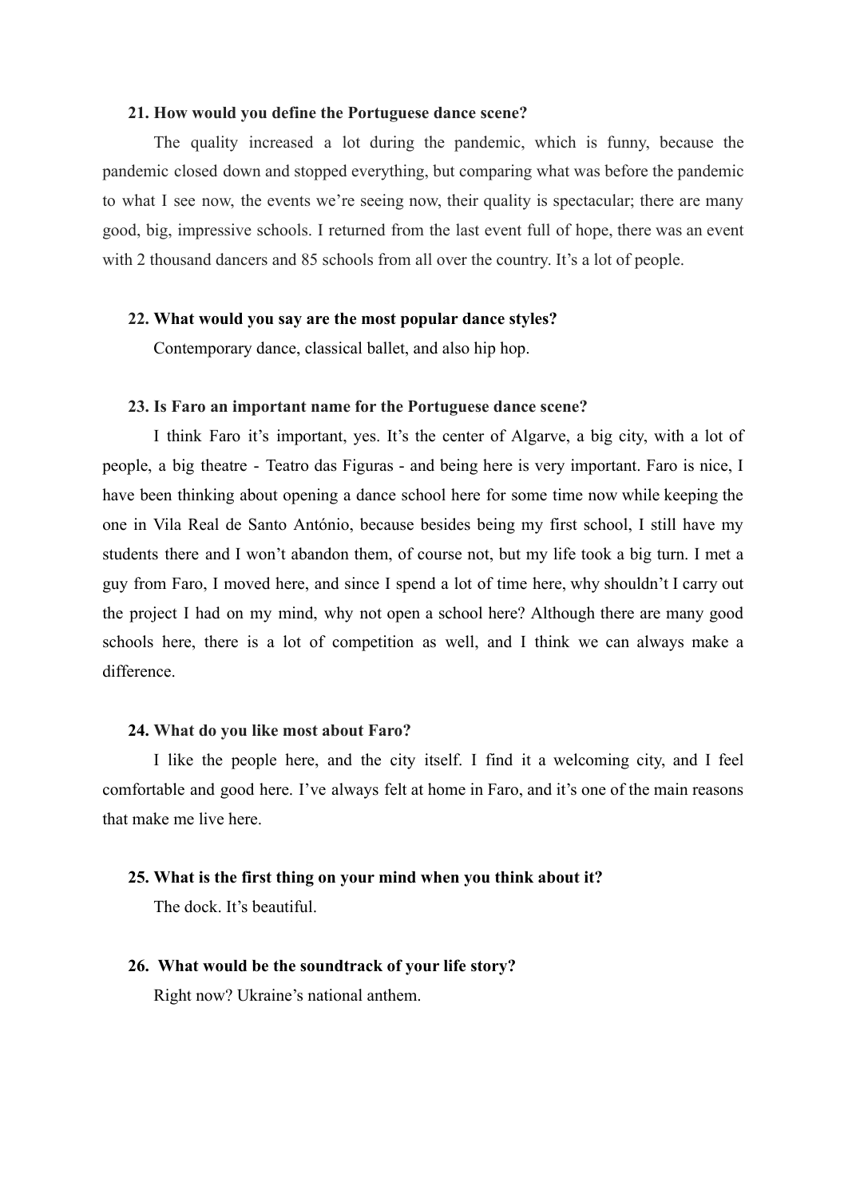**21. How would you define the Portuguese dance scene?**

The quality increased a lot during the pandemic, which is funny, because the pandemic closed down and stopped everything, but comparing what was before the pandemic to what I see now, the events we're seeing now, their quality is spectacular; there are many good, big, impressive schools. I returned from the last event full of hope, there was an event with 2 thousand dancers and 85 schools from all over the country. It's a lot of people.

**22. What would you say are the most popular dance styles?**

Contemporary dance, classical ballet, and also hip hop.

**23. Is Faro an important name for the Portuguese dance scene?**

I think Faro it's important, yes. It's the center of Algarve, a big city, with a lot of people, a big theatre - Teatro das Figuras - and being here is very important. Faro is nice, I have been thinking about opening a dance school here for some time now while keeping the one in Vila Real de Santo António, because besides being my first school, I still have my students there and I won't abandon them, of course not, but my life took a big turn. I met a guy from Faro, I moved here, and since I spend a lot of time here, why shouldn't I carry out the project I had on my mind, why not open a school here? Although there are many good schools here, there is a lot of competition as well, and I think we can always make a difference.

**24. What do you like most about Faro?**

I like the people here, and the city itself. I find it a welcoming city, and I feel comfortable and good here. I've always felt at home in Faro, and it's one of the main reasons that make me live here.

**25. What is the first thing on your mind when you think about it?**

The dock. It's beautiful.

**26. What would be the soundtrack of your life story?**

Right now? Ukraine's national anthem.